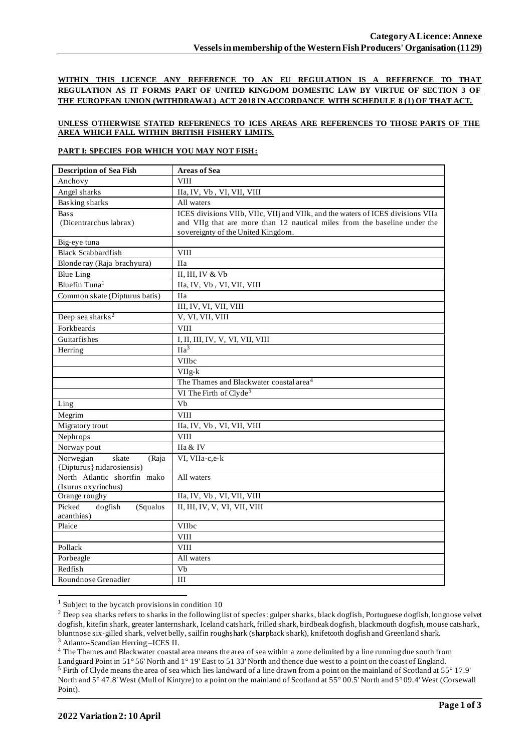**Category A Licence: Annexe**
**Vessels in membership of the Western Fish Producers' Organisation (1129)**

**WITHIN THIS LICENCE ANY REFERENCE TO AN EU REGULATION IS A REFERENCE TO THAT REGULATION AS IT FORMS PART OF UNITED KINGDOM DOMESTIC LAW BY VIRTUE OF SECTION 3 OF THE EUROPEAN UNION (WITHDRAWAL) ACT 2018 IN ACCORDANCE WITH SCHEDULE 8 (1) OF THAT ACT.**

**UNLESS OTHERWISE STATED REFERENECS TO ICES AREAS ARE REFERENCES TO THOSE PARTS OF THE AREA WHICH FALL WITHIN BRITISH FISHERY LIMITS.**

**PART I: SPECIES FOR WHICH YOU MAY NOT FISH:**

| Description of Sea Fish | Areas of Sea |
|---|---|
| Anchovy | VIII |
| Angel sharks | IIa, IV, Vb , VI, VII, VIII |
| Basking sharks | All waters |
| Bass (Dicentrarchus labrax) | ICES divisions VIIb, VIIc, VIIj and VIIk, and the waters of ICES divisions VIIa and VIIg that are more than 12 nautical miles from the baseline under the sovereignty of the United Kingdom. |
| Big-eye tuna | |
| Black Scabbardfish | VIII |
| Blonde ray (Raja brachyura) | IIa |
| Blue Ling | II, III, IV & Vb |
| Bluefin Tuna[1] | IIa, IV, Vb , VI, VII, VIII |
| Common skate (Dipturus batis) | IIa |
| | III, IV, VI, VII, VIII |
| Deep sea sharks[2] | V, VI, VII, VIII |
| Forkbeards | VIII |
| Guitarfishes | I, II, III, IV, V, VI, VII, VIII |
| Herring | IIa[3] |
| | VIIbc |
| | VIIg-k |
| | The Thames and Blackwater coastal area[4] |
| | VI The Firth of Clyde[5] |
| Ling | Vb |
| Megrim | VIII |
| Migratory trout | IIa, IV, Vb , VI, VII, VIII |
| Nephrops | VIII |
| Norway pout | IIa & IV |
| Norwegian skate (Raja {Dipturus} nidarosiensis) | VI, VIIa-c,e-k |
| North Atlantic shortfin mako (Isurus oxyrinchus) | All waters |
| Orange roughy | IIa, IV, Vb , VI, VII, VIII |
| Picked dogfish (Squalus acanthias) | II, III, IV, V, VI, VII, VIII |
| Plaice | VIIbc |
| | VIII |
| Pollack | VIII |
| Porbeagle | All waters |
| Redfish | Vb |
| Roundnose Grenadier | III |

[1] Subject to the bycatch provisions in condition 10

[2] Deep sea sharks refers to sharks in the following list of species: gulper sharks, black dogfish, Portuguese dogfish, longnose velvet dogfish, kitefin shark, greater lanternshark, Iceland catshark, frilled shark, birdbeak dogfish, blackmouth dogfish, mouse catshark, bluntnose six-gilled shark, velvet belly, sailfin roughshark (sharpback shark), knifetooth dogfish and Greenland shark.

[3] Atlanto-Scandian Herring –ICES II.

[4] The Thames and Blackwater coastal area means the area of sea within a zone delimited by a line running due south from Landguard Point in 51° 56' North and 1° 19' East to 51 33' North and thence due west to a point on the coast of England.

[5] Firth of Clyde means the area of sea which lies landward of a line drawn from a point on the mainland of Scotland at 55° 17.9' North and 5° 47.8' West (Mull of Kintyre) to a point on the mainland of Scotland at 55° 00.5' North and 5° 09.4' West (Corsewall Point).

**2022 Variation 2: 10 April**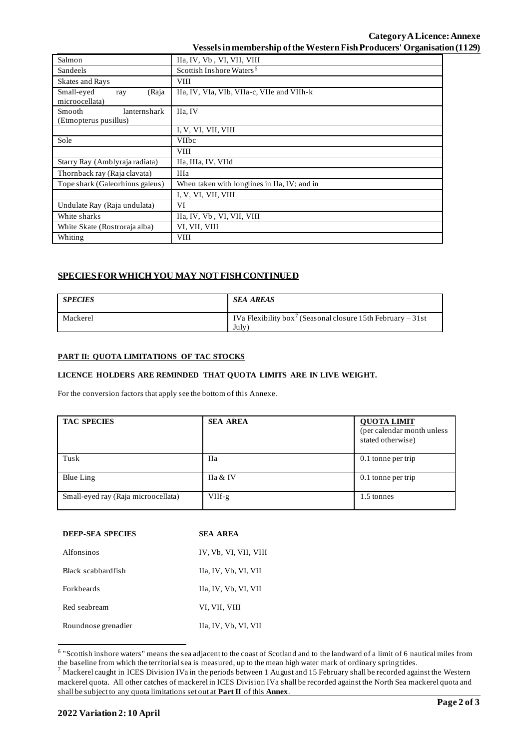| | |
|---|---|
| Salmon | IIa, IV, Vb , VI, VII, VIII |
| Sandeels | Scottish Inshore Waters[6] |
| Skates and Rays | VIII |
| Small-eyed ray (Raja microocellata) | IIa, IV, VIa, VIb, VIIa-c, VIIe and VIIh-k |
| Smooth lanternshark (Etmopterus pusillus) | IIa, IV |
| | I, V, VI, VII, VIII |
| Sole | VIIbc |
| | VIII |
| Starry Ray (Amblyraja radiata) | IIa, IIIa, IV, VIId |
| Thornback ray (Raja clavata) | IIIa |
| Tope shark (Galeorhinus galeus) | When taken with longlines in IIa, IV; and in |
| | I, V, VI, VII, VIII |
| Undulate Ray (Raja undulata) | VI |
| White sharks | IIa, IV, Vb , VI, VII, VIII |
| White Skate (Rostroraja alba) | VI, VII, VIII |
| Whiting | VIII |

## SPECIES FOR WHICH YOU MAY NOT FISH CONTINUED

| *SPECIES* | *SEA AREAS* |
|---|---|
| Mackerel | IVa Flexibility box[7] (Seasonal closure 15th February – 31st July) |

#### PART II: QUOTA LIMITATIONS OF TAC STOCKS

**LICENCE HOLDERS ARE REMINDED THAT QUOTA LIMITS ARE IN LIVE WEIGHT.**

For the conversion factors that apply see the bottom of this Annexe.

| TAC SPECIES | SEA AREA | QUOTA LIMIT (per calendar month unless stated otherwise) |
|---|---|---|
| Tusk | IIa | 0.1 tonne per trip |
| Blue Ling | IIa & IV | 0.1 tonne per trip |
| Small-eyed ray (Raja microocellata) | VIIf-g | 1.5 tonnes |

| DEEP-SEA SPECIES | SEA AREA |
|---|---|
| Alfonsinos | IV, Vb, VI, VII, VIII |
| Black scabbardfish | IIa, IV, Vb, VI, VII |
| Forkbeards | IIa, IV, Vb, VI, VII |
| Red seabream | VI, VII, VIII |
| Roundnose grenadier | IIa, IV, Vb, VI, VII |

[6] "Scottish inshore waters" means the sea adjacent to the coast of Scotland and to the landward of a limit of 6 nautical miles from the baseline from which the territorial sea is measured, up to the mean high water mark of ordinary spring tides.

[7] Mackerel caught in ICES Division IVa in the periods between 1 August and 15 February shall be recorded against the Western mackerel quota. All other catches of mackerel in ICES Division IVa shall be recorded against the North Sea mackerel quota and shall be subject to any quota limitations set out at **Part II** of this **Annex**.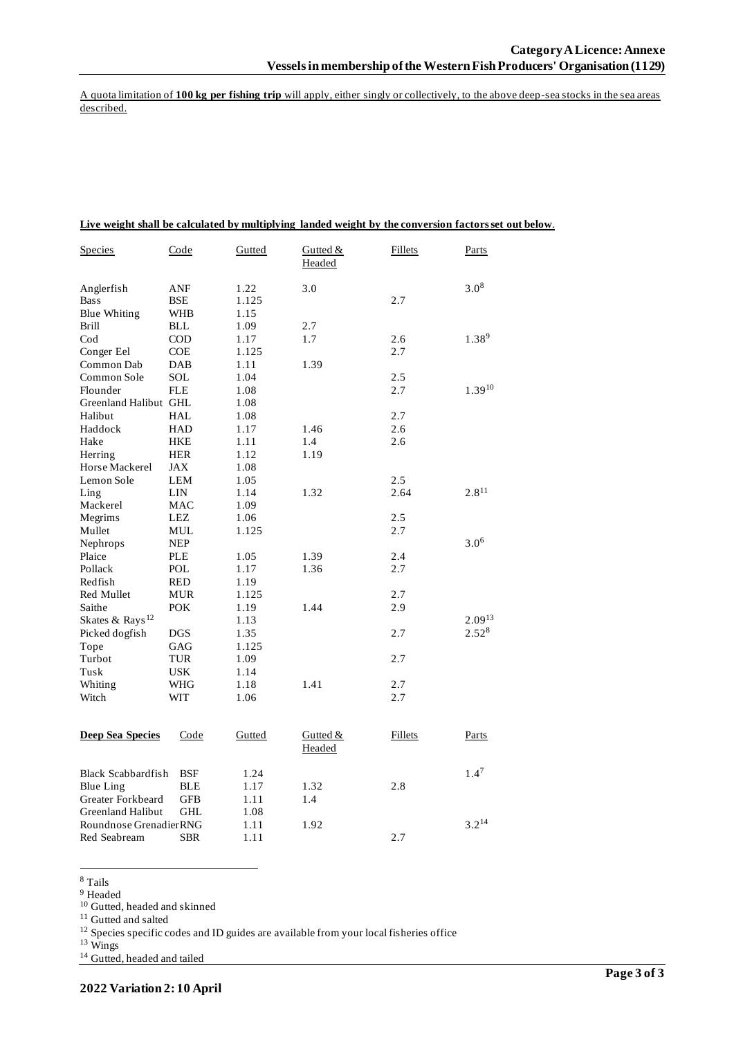A quota limitation of **100 kg per fishing trip** will apply, either singly or collectively, to the above deep-sea stocks in the sea areas described.

**Live weight shall be calculated by multiplying landed weight by the conversion factors set out below.**

| Species | Code | Gutted | Gutted & Headed | Fillets | Parts |
|---|---|---|---|---|---|
| Anglerfish | ANF | 1.22 | 3.0 | | 3.0[8] |
| Bass | BSE | 1.125 | | 2.7 | |
| Blue Whiting | WHB | 1.15 | | | |
| Brill | BLL | 1.09 | 2.7 | | |
| Cod | COD | 1.17 | 1.7 | 2.6 | 1.38[9] |
| Conger Eel | COE | 1.125 | | 2.7 | |
| Common Dab | DAB | 1.11 | 1.39 | | |
| Common Sole | SOL | 1.04 | | 2.5 | |
| Flounder | FLE | 1.08 | | 2.7 | 1.39[10] |
| Greenland Halibut | GHL | 1.08 | | | |
| Halibut | HAL | 1.08 | | 2.7 | |
| Haddock | HAD | 1.17 | 1.46 | 2.6 | |
| Hake | HKE | 1.11 | 1.4 | 2.6 | |
| Herring | HER | 1.12 | 1.19 | | |
| Horse Mackerel | JAX | 1.08 | | | |
| Lemon Sole | LEM | 1.05 | | 2.5 | |
| Ling | LIN | 1.14 | 1.32 | 2.64 | 2.8[11] |
| Mackerel | MAC | 1.09 | | | |
| Megrims | LEZ | 1.06 | | 2.5 | |
| Mullet | MUL | 1.125 | | 2.7 | |
| Nephrops | NEP | | | | 3.0[6] |
| Plaice | PLE | 1.05 | 1.39 | 2.4 | |
| Pollack | POL | 1.17 | 1.36 | 2.7 | |
| Redfish | RED | 1.19 | | | |
| Red Mullet | MUR | 1.125 | | 2.7 | |
| Saithe | POK | 1.19 | 1.44 | 2.9 | |
| Skates & Rays[12] | | 1.13 | | | 2.09[13] |
| Picked dogfish | DGS | 1.35 | | 2.7 | 2.52[8] |
| Tope | GAG | 1.125 | | | |
| Turbot | TUR | 1.09 | | 2.7 | |
| Tusk | USK | 1.14 | | | |
| Whiting | WHG | 1.18 | 1.41 | 2.7 | |
| Witch | WIT | 1.06 | | 2.7 | |

| **Deep Sea Species** | Code | Gutted | Gutted & Headed | Fillets | Parts |
|---|---|---|---|---|---|
| Black Scabbardfish | BSF | 1.24 | | | 1.4[7] |
| Blue Ling | BLE | 1.17 | 1.32 | 2.8 | |
| Greater Forkbeard | GFB | 1.11 | 1.4 | | |
| Greenland Halibut | GHL | 1.08 | | | |
| Roundnose Grenadier | RNG | 1.11 | 1.92 | | 3.2[14] |
| Red Seabream | SBR | 1.11 | | 2.7 | |

[8] Tails
[9] Headed
[10] Gutted, headed and skinned
[11] Gutted and salted
[12] Species specific codes and ID guides are available from your local fisheries office
[13] Wings
[14] Gutted, headed and tailed

2022 Variation 2: 10 April